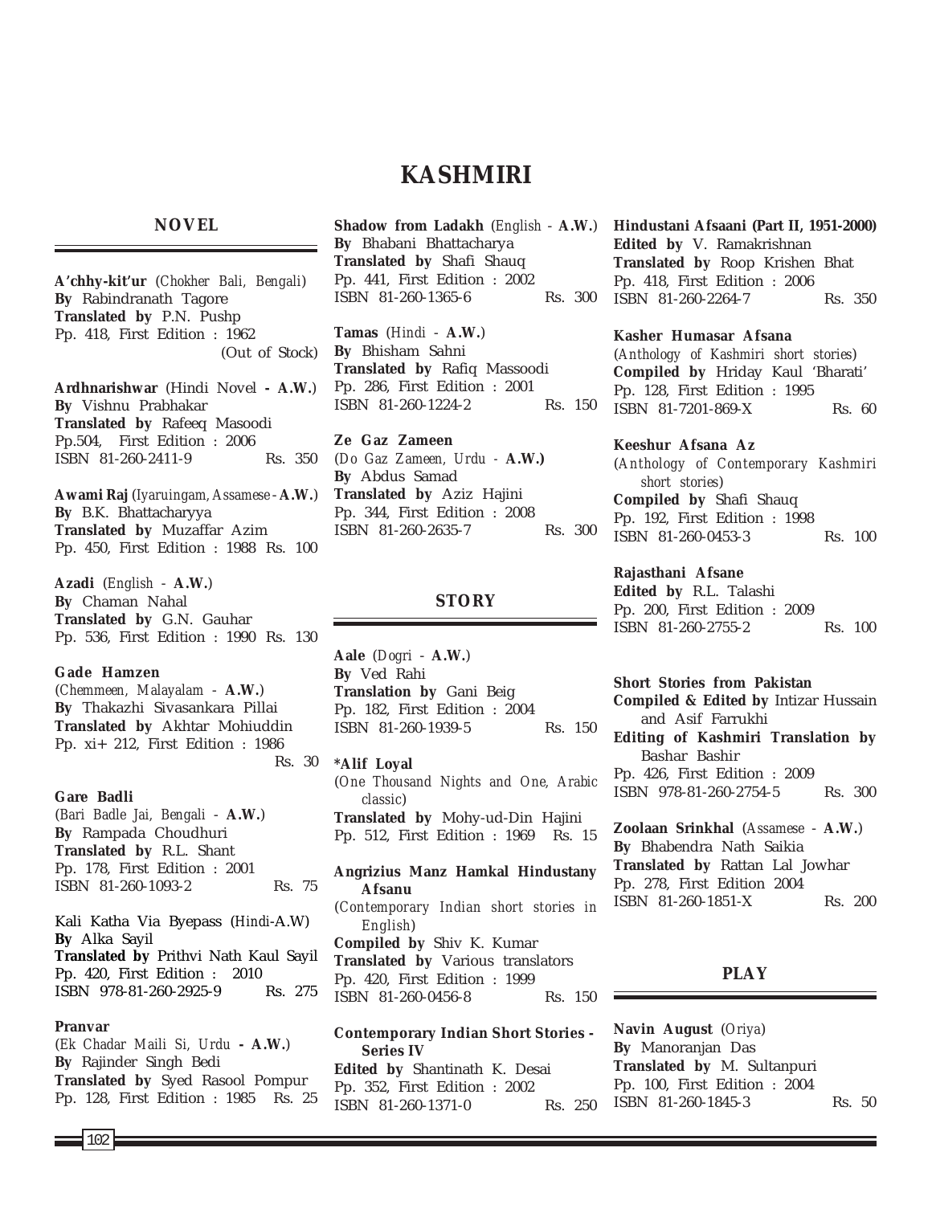# KASHMIRI

## NOVEL

**A'chhy-kit'ur** (*Chokher Bali, Bengali*)
**By** Rabindranath Tagore
**Translated by** P.N. Pushp
Pp. 418, First Edition : 1962
(Out of Stock)

**Ardhnarishwar** (Hindi Novel **- A.W.**)
**By** Vishnu Prabhakar
**Translated by** Rafeeq Masoodi
Pp.504, First Edition : 2006
ISBN 81-260-2411-9 Rs. 350

**Awami Raj** (*Iyaruingam, Assamese* - **A.W.**)
**By** B.K. Bhattacharyya
**Translated by** Muzaffar Azim
Pp. 450, First Edition : 1988 Rs. 100

**Azadi** (*English* - **A.W.**)
**By** Chaman Nahal
**Translated by** G.N. Gauhar
Pp. 536, First Edition : 1990 Rs. 130

**Gade Hamzen**
(*Chemmeen, Malayalam* - **A.W.**)
**By** Thakazhi Sivasankara Pillai
**Translated by** Akhtar Mohiuddin
Pp. xi+ 212, First Edition : 1986
Rs. 30

**Gare Badli**
(*Bari Badle Jai, Bengali* - **A.W.**)
**By** Rampada Choudhuri
**Translated by** R.L. Shant
Pp. 178, First Edition : 2001
ISBN 81-260-1093-2 Rs. 75

Kali Katha Via Byepass (*Hindi*-A.W)
**By** Alka Sayil
**Translated by** Prithvi Nath Kaul Sayil
Pp. 420, First Edition : 2010
ISBN 978-81-260-2925-9 Rs. 275

**Pranvar**
(*Ek Chadar Maili Si, Urdu* **- A.W.**)
**By** Rajinder Singh Bedi
**Translated by** Syed Rasool Pompur
Pp. 128, First Edition : 1985 Rs. 25

**Shadow from Ladakh** (*English* - **A.W.**)
**By** Bhabani Bhattacharya
**Translated by** Shafi Shauq
Pp. 441, First Edition : 2002
ISBN 81-260-1365-6 Rs. 300

**Tamas** (*Hindi* - **A.W.**)
**By** Bhisham Sahni
**Translated by** Rafiq Massoodi
Pp. 286, First Edition : 2001
ISBN 81-260-1224-2 Rs. 150

**Ze Gaz Zameen**
(*Do Gaz Zameen, Urdu* - **A.W.)**
**By** Abdus Samad
**Translated by** Aziz Hajini
Pp. 344, First Edition : 2008
ISBN 81-260-2635-7 Rs. 300

## STORY

**Aale** (*Dogri* - **A.W.**)
**By** Ved Rahi
**Translation by** Gani Beig
Pp. 182, First Edition : 2004
ISBN 81-260-1939-5 Rs. 150

**\*Alif Loyal**
(*One Thousand Nights and One, Arabic classic*)
**Translated by** Mohy-ud-Din Hajini
Pp. 512, First Edition : 1969 Rs. 15

**Angrizius Manz Hamkal Hindustany Afsanu**
(*Contemporary Indian short stories in English*)
**Compiled by** Shiv K. Kumar
**Translated by** Various translators
Pp. 420, First Edition : 1999
ISBN 81-260-0456-8 Rs. 150

**Contemporary Indian Short Stories - Series IV**
**Edited by** Shantinath K. Desai
Pp. 352, First Edition : 2002
ISBN 81-260-1371-0 Rs. 250

**Hindustani Afsaani (Part II, 1951-2000)**
**Edited by** V. Ramakrishnan
**Translated by** Roop Krishen Bhat
Pp. 418, First Edition : 2006
ISBN 81-260-2264-7 Rs. 350

**Kasher Humasar Afsana**
(*Anthology of Kashmiri short stories*)
**Compiled by** Hriday Kaul 'Bharati'
Pp. 128, First Edition : 1995
ISBN 81-7201-869-X Rs. 60

**Keeshur Afsana Az**
(*Anthology of Contemporary Kashmiri short stories*)
**Compiled by** Shafi Shauq
Pp. 192, First Edition : 1998
ISBN 81-260-0453-3 Rs. 100

**Rajasthani Afsane**
**Edited by** R.L. Talashi
Pp. 200, First Edition : 2009
ISBN 81-260-2755-2 Rs. 100

**Short Stories from Pakistan**
**Compiled & Edited by** Intizar Hussain and Asif Farrukhi
**Editing of Kashmiri Translation by** Bashar Bashir
Pp. 426, First Edition : 2009
ISBN 978-81-260-2754-5 Rs. 300

**Zoolaan Srinkhal** (*Assamese* - **A.W.**)
**By** Bhabendra Nath Saikia
**Translated by** Rattan Lal Jowhar
Pp. 278, First Edition 2004
ISBN 81-260-1851-X Rs. 200

## PLAY

**Navin August** (*Oriya*)
**By** Manoranjan Das
**Translated by** M. Sultanpuri
Pp. 100, First Edition : 2004
ISBN 81-260-1845-3 Rs. 50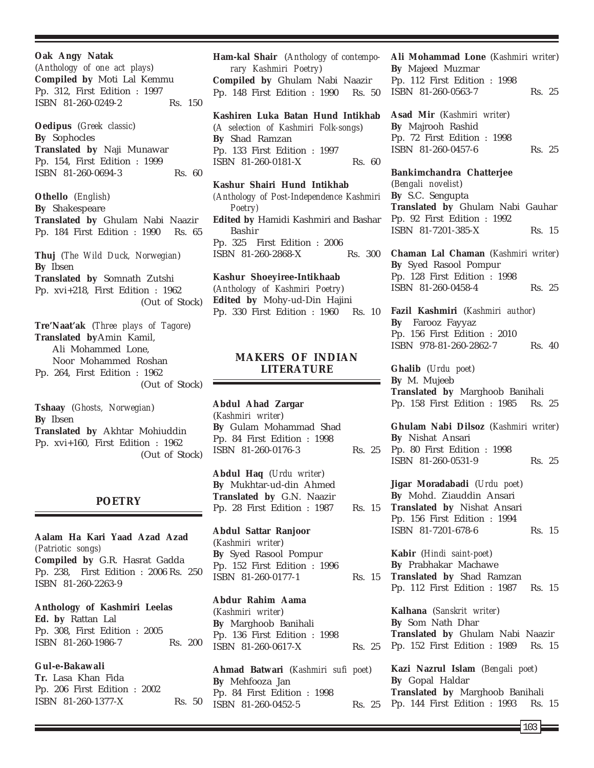**Oak Angy Natak**
(*Anthology of one act plays*)
**Compiled by** Moti Lal Kemmu
Pp. 312, First Edition : 1997
ISBN 81-260-0249-2 Rs. 150

**Oedipus** (*Greek classic*)
**By** Sophocles
**Translated by** Naji Munawar
Pp. 154, First Edition : 1999
ISBN 81-260-0694-3 Rs. 60

**Othello** (*English*)
**By** Shakespeare
**Translated by** Ghulam Nabi Naazir
Pp. 184 First Edition : 1990 Rs. 65

**Thuj** (*The Wild Duck, Norwegian*)
**By** Ibsen
**Translated by** Somnath Zutshi
Pp. xvi+218, First Edition : 1962
(Out of Stock)

**Tre'Naat'ak** (*Three plays of Tagore*)
**Translated by** Amin Kamil,
Ali Mohammed Lone,
Noor Mohammed Roshan
Pp. 264, First Edition : 1962
(Out of Stock)

**Tshaay** (*Ghosts, Norwegian*)
**By** Ibsen
**Translated by** Akhtar Mohiuddin
Pp. xvi+160, First Edition : 1962
(Out of Stock)

## POETRY

**Aalam Ha Kari Yaad Azad Azad**
(*Patriotic songs*)
**Compiled by** G.R. Hasrat Gadda
Pp. 238, First Edition : 2006 Rs. 250
ISBN 81-260-2263-9

**Anthology of Kashmiri Leelas**
**Ed. by** Rattan Lal
Pp. 308, First Edition : 2005
ISBN 81-260-1986-7 Rs. 200

**Gul-e-Bakawali**
**Tr.** Lasa Khan Fida
Pp. 206 First Edition : 2002
ISBN 81-260-1377-X Rs. 50

**Ham-kal Shair** (*Anthology of contemporary Kashmiri Poetry*)
**Compiled by** Ghulam Nabi Naazir
Pp. 148 First Edition : 1990 Rs. 50

**Kashiren Luka Batan Hund Intikhab**
(*A selection of Kashmiri Folk-songs*)
**By** Shad Ramzan
Pp. 133 First Edition : 1997
ISBN 81-260-0181-X Rs. 60

**Kashur Shairi Hund Intikhab**
(*Anthology of Post-Independence Kashmiri Poetry*)
**Edited by** Hamidi Kashmiri and Bashar Bashir
Pp. 325 First Edition : 2006
ISBN 81-260-2868-X Rs. 300

**Kashur Shoeyiree-Intikhaab**
(*Anthology of Kashmiri Poetry*)
**Edited by** Mohy-ud-Din Hajini
Pp. 330 First Edition : 1960 Rs. 10

## MAKERS OF INDIAN LITERATURE

**Abdul Ahad Zargar**
(*Kashmiri writer*)
**By** Gulam Mohammad Shad
Pp. 84 First Edition : 1998
ISBN 81-260-0176-3 Rs. 25

**Abdul Haq** (*Urdu writer*)
**By** Mukhtar-ud-din Ahmed
**Translated by** G.N. Naazir
Pp. 28 First Edition : 1987 Rs. 15

**Abdul Sattar Ranjoor**
(*Kashmiri writer*)
**By** Syed Rasool Pompur
Pp. 152 First Edition : 1996
ISBN 81-260-0177-1 Rs. 15

**Abdur Rahim Aama**
(*Kashmiri writer*)
**By** Marghoob Banihali
Pp. 136 First Edition : 1998
ISBN 81-260-0617-X Rs. 25

**Ahmad Batwari** (*Kashmiri sufi poet*)
**By** Mehfooza Jan
Pp. 84 First Edition : 1998
ISBN 81-260-0452-5 Rs. 25

**Ali Mohammad Lone** (*Kashmiri writer*)
**By** Majeed Muzmar
Pp. 112 First Edition : 1998
ISBN 81-260-0563-7 Rs. 25

**Asad Mir** (*Kashmiri writer*)
**By** Majrooh Rashid
Pp. 72 First Edition : 1998
ISBN 81-260-0457-6 Rs. 25

**Bankimchandra Chatterjee**
(*Bengali novelist*)
**By** S.C. Sengupta
**Translated by** Ghulam Nabi Gauhar
Pp. 92 First Edition : 1992
ISBN 81-7201-385-X Rs. 15

**Chaman Lal Chaman** (*Kashmiri writer*)
**By** Syed Rasool Pompur
Pp. 128 First Edition : 1998
ISBN 81-260-0458-4 Rs. 25

**Fazil Kashmiri** (*Kashmiri author*)
**By** Farooz Fayyaz
Pp. 156 First Edition : 2010
ISBN 978-81-260-2862-7 Rs. 40

**Ghalib** (*Urdu poet*)
**By** M. Mujeeb
**Translated by** Marghoob Banihali
Pp. 158 First Edition : 1985 Rs. 25

**Ghulam Nabi Dilsoz** (*Kashmiri writer*)
**By** Nishat Ansari
Pp. 80 First Edition : 1998
ISBN 81-260-0531-9 Rs. 25

**Jigar Moradabadi** (*Urdu poet*)
**By** Mohd. Ziauddin Ansari
**Translated by** Nishat Ansari
Pp. 156 First Edition : 1994
ISBN 81-7201-678-6 Rs. 15

**Kabir** (*Hindi saint-poet*)
**By** Prabhakar Machawe
**Translated by** Shad Ramzan
Pp. 112 First Edition : 1987 Rs. 15

**Kalhana** (*Sanskrit writer*)
**By** Som Nath Dhar
**Translated by** Ghulam Nabi Naazir
Pp. 152 First Edition : 1989 Rs. 15

**Kazi Nazrul Islam** (*Bengali poet*)
**By** Gopal Haldar
**Translated by** Marghoob Banihali
Pp. 144 First Edition : 1993 Rs. 15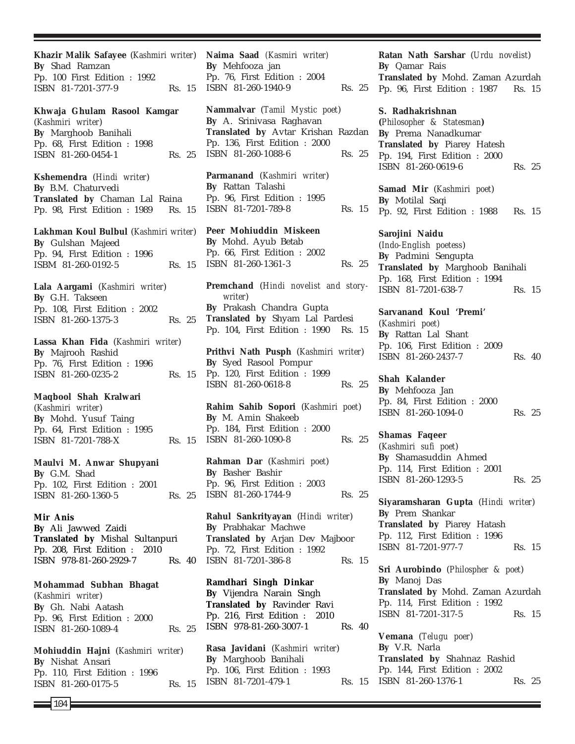**Khazir Malik Safayee** (*Kashmiri writer*)
**By** Shad Ramzan
Pp. 100 First Edition : 1992
ISBN 81-7201-377-9 Rs. 15

**Khwaja Ghulam Rasool Kamgar** (*Kashmiri writer*)
**By** Marghoob Banihali
Pp. 68, First Edition : 1998
ISBN 81-260-0454-1 Rs. 25

**Kshemendra** (*Hindi writer*)
**By** B.M. Chaturvedi
**Translated by** Chaman Lal Raina
Pp. 98, First Edition : 1989 Rs. 15

**Lakhman Koul Bulbul** (*Kashmiri writer*)
**By** Gulshan Majeed
Pp. 94, First Edition : 1996
ISBM 81-260-0192-5 Rs. 15

**Lala Aargami** (*Kashmiri writer*)
**By** G.H. Takseen
Pp. 108, First Edition : 2002
ISBN 81-260-1375-3 Rs. 25

**Lassa Khan Fida** (*Kashmiri writer*)
**By** Majrooh Rashid
Pp. 76, First Edition : 1996
ISBN 81-260-0235-2 Rs. 15

**Maqbool Shah Kralwari** (*Kashmiri writer*)
**By** Mohd. Yusuf Taing
Pp. 64, First Edition : 1995
ISBN 81-7201-788-X Rs. 15

**Maulvi M. Anwar Shupyani**
**By** G.M. Shad
Pp. 102, First Edition : 2001
ISBN 81-260-1360-5 Rs. 25

**Mir Anis**
**By** Ali Jawwed Zaidi
**Translated by** Mishal Sultanpuri
Pp. 208, First Edition : 2010
ISBN 978-81-260-2929-7 Rs. 40

**Mohammad Subhan Bhagat** (*Kashmiri writer*)
**By** Gh. Nabi Aatash
Pp. 96, First Edition : 2000
ISBN 81-260-1089-4 Rs. 25

**Mohiuddin Hajni** (*Kashmiri writer*)
**By** Nishat Ansari
Pp. 110, First Edition : 1996
ISBN 81-260-0175-5 Rs. 15

**Naima Saad** (*Kasmiri writer*)
**By** Mehfooza jan
Pp. 76, First Edition : 2004
ISBN 81-260-1940-9 Rs. 25

**Nammalvar** (*Tamil Mystic poet*)
**By** A. Srinivasa Raghavan
**Translated by** Avtar Krishan Razdan
Pp. 136, First Edition : 2000
ISBN 81-260-1088-6 Rs. 25

**Parmanand** (*Kashmiri writer*)
**By** Rattan Talashi
Pp. 96, First Edition : 1995
ISBN 81-7201-789-8 Rs. 15

**Peer Mohiuddin Miskeen**
**By** Mohd. Ayub Betab
Pp. 66, First Edition : 2002
ISBN 81-260-1361-3 Rs. 25

**Premchand** (*Hindi novelist and story-writer*)
**By** Prakash Chandra Gupta
**Translated by** Shyam Lal Pardesi
Pp. 104, First Edition : 1990 Rs. 15

**Prithvi Nath Pusph** (*Kashmiri writer*)
**By** Syed Rasool Pompur
Pp. 120, First Edition : 1999
ISBN 81-260-0618-8 Rs. 25

**Rahim Sahib Sopori** (*Kashmiri poet*)
**By** M. Amin Shakeeb
Pp. 184, First Edition : 2000
ISBN 81-260-1090-8 Rs. 25

**Rahman Dar** (*Kashmiri poet*)
**By** Basher Bashir
Pp. 96, First Edition : 2003
ISBN 81-260-1744-9 Rs. 25

**Rahul Sankrityayan** (*Hindi writer*)
**By** Prabhakar Machwe
**Translated by** Arjan Dev Majboor
Pp. 72, First Edition : 1992
ISBN 81-7201-386-8 Rs. 15

**Ramdhari Singh Dinkar**
**By** Vijendra Narain Singh
**Translated by** Ravinder Ravi
Pp. 216, First Edition : 2010
ISBN 978-81-260-3007-1 Rs. 40

**Rasa Javidani** (*Kashmiri writer*)
**By** Marghoob Banihali
Pp. 106, First Edition : 1993
ISBN 81-7201-479-1 Rs. 15

**Ratan Nath Sarshar** (*Urdu novelist*)
**By** Qamar Rais
**Translated by** Mohd. Zaman Azurdah
Pp. 96, First Edition : 1987 Rs. 15

**S. Radhakrishnan** (*Philosopher & Statesman*)
**By** Prema Nanadkumar
**Translated by** Piarey Hatesh
Pp. 194, First Edition : 2000
ISBN 81-260-0619-6 Rs. 25

**Samad Mir** (*Kashmiri poet*)
**By** Motilal Saqi
Pp. 92, First Edition : 1988 Rs. 15

**Sarojini Naidu** (*Indo-English poetess*)
**By** Padmini Sengupta
**Translated by** Marghoob Banihali
Pp. 168, First Edition : 1994
ISBN 81-7201-638-7 Rs. 15

**Sarvanand Koul 'Premi'** (*Kashmiri poet*)
**By** Rattan Lal Shant
Pp. 106, First Edition : 2009
ISBN 81-260-2437-7 Rs. 40

**Shah Kalander**
**By** Mehfooza Jan
Pp. 84, First Edition : 2000
ISBN 81-260-1094-0 Rs. 25

**Shamas Faqeer** (*Kashmiri sufi poet*)
**By** Shamasuddin Ahmed
Pp. 114, First Edition : 2001
ISBN 81-260-1293-5 Rs. 25

**Siyaramsharan Gupta** (*Hindi writer*)
**By** Prem Shankar
**Translated by** Piarey Hatash
Pp. 112, First Edition : 1996
ISBN 81-7201-977-7 Rs. 15

**Sri Aurobindo** (*Philospher & poet*)
**By** Manoj Das
**Translated by** Mohd. Zaman Azurdah
Pp. 114, First Edition : 1992
ISBN 81-7201-317-5 Rs. 15

**Vemana** (*Telugu poer*)
**By** V.R. Narla
**Translated by** Shahnaz Rashid
Pp. 144, First Edition : 2002
ISBN 81-260-1376-1 Rs. 25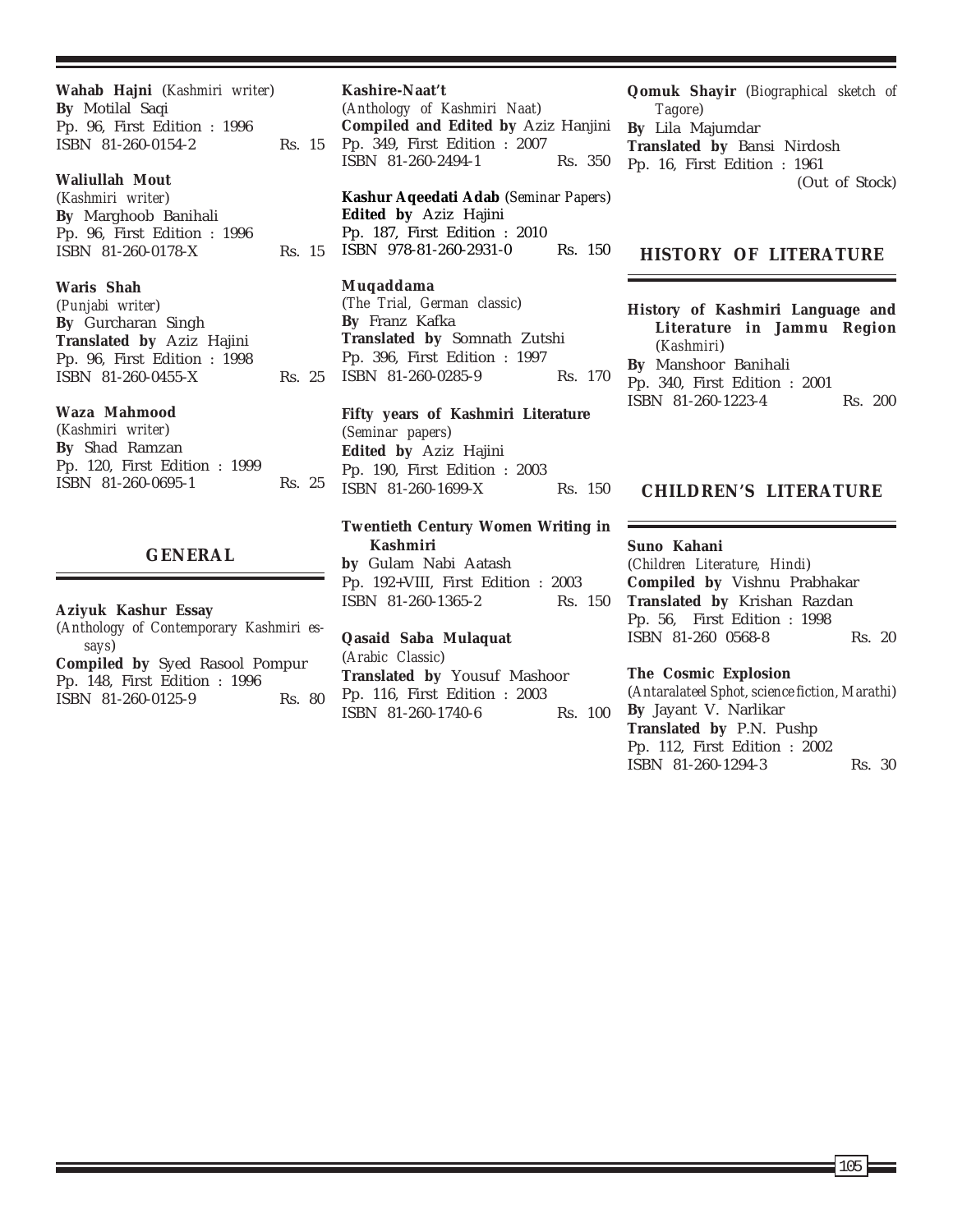**Wahab Hajni** (*Kashmiri writer*)
**By** Motilal Saqi
Pp. 96, First Edition : 1996
ISBN 81-260-0154-2 Rs. 15

**Waliullah Mout**
(*Kashmiri writer*)
**By** Marghoob Banihali
Pp. 96, First Edition : 1996
ISBN 81-260-0178-X Rs. 15

**Waris Shah**
(*Punjabi writer*)
**By** Gurcharan Singh
**Translated by** Aziz Hajini
Pp. 96, First Edition : 1998
ISBN 81-260-0455-X Rs. 25

**Waza Mahmood**
(*Kashmiri writer*)
**By** Shad Ramzan
Pp. 120, First Edition : 1999
ISBN 81-260-0695-1 Rs. 25

## GENERAL

**Aziyuk Kashur Essay**
(*Anthology of Contemporary Kashmiri essays*)
**Compiled by** Syed Rasool Pompur
Pp. 148, First Edition : 1996
ISBN 81-260-0125-9 Rs. 80

**Kashire-Naat't**
(*Anthology of Kashmiri Naat*)
**Compiled and Edited by** Aziz Hanjini
Pp. 349, First Edition : 2007
ISBN 81-260-2494-1 Rs. 350

**Kashur Aqeedati Adab** (*Seminar Papers*)
**Edited by** Aziz Hajini
Pp. 187, First Edition : 2010
ISBN 978-81-260-2931-0 Rs. 150

**Muqaddama**
(*The Trial, German classic*)
**By** Franz Kafka
**Translated by** Somnath Zutshi
Pp. 396, First Edition : 1997
ISBN 81-260-0285-9 Rs. 170

**Fifty years of Kashmiri Literature**
(*Seminar papers*)
**Edited by** Aziz Hajini
Pp. 190, First Edition : 2003
ISBN 81-260-1699-X Rs. 150

**Twentieth Century Women Writing in Kashmiri**
**by** Gulam Nabi Aatash
Pp. 192+VIII, First Edition : 2003
ISBN 81-260-1365-2 Rs. 150

**Qasaid Saba Mulaquat**
(*Arabic Classic*)
**Translated by** Yousuf Mashoor
Pp. 116, First Edition : 2003
ISBN 81-260-1740-6 Rs. 100

**Qomuk Shayir** (*Biographical sketch of Tagore*)
**By** Lila Majumdar
**Translated by** Bansi Nirdosh
Pp. 16, First Edition : 1961
(Out of Stock)

## HISTORY OF LITERATURE

**History of Kashmiri Language and Literature in Jammu Region**
(*Kashmiri*)
**By** Manshoor Banihali
Pp. 340, First Edition : 2001
ISBN 81-260-1223-4 Rs. 200

## CHILDREN'S LITERATURE

**Suno Kahani**
(*Children Literature, Hindi*)
**Compiled by** Vishnu Prabhakar
**Translated by** Krishan Razdan
Pp. 56, First Edition : 1998
ISBN 81-260 0568-8 Rs. 20

**The Cosmic Explosion**
(*Antaralateel Sphot, science fiction, Marathi*)
**By** Jayant V. Narlikar
**Translated by** P.N. Pushp
Pp. 112, First Edition : 2002
ISBN 81-260-1294-3 Rs. 30